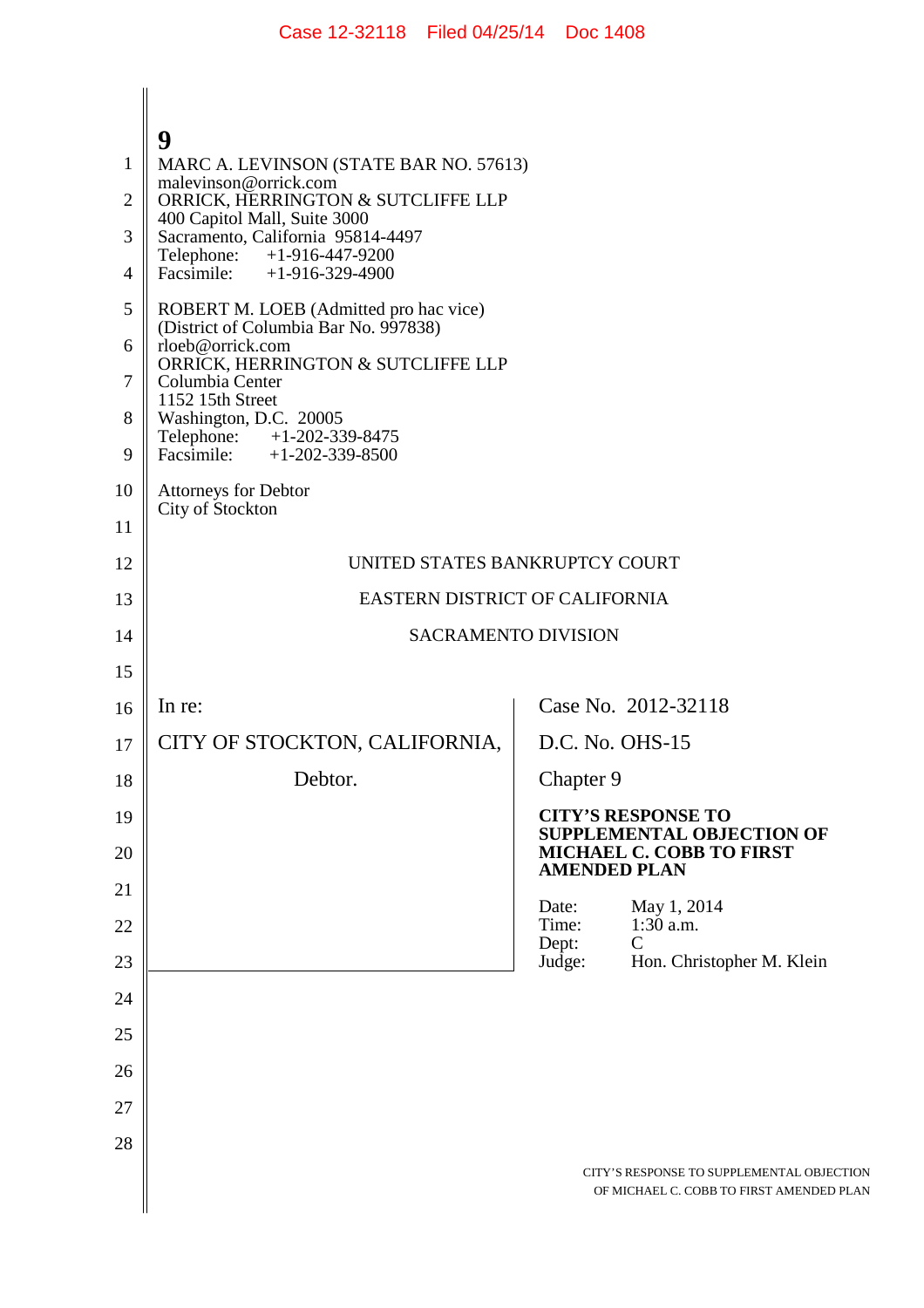Case 12-32118 Filed 04/25/14 Doc 1408

MARC A. LEVINSON (STATE BAR NO. 57613)
malevinson@orrick.com
ORRICK, HERRINGTON & SUTCLIFFE LLP
400 Capitol Mall, Suite 3000
Sacramento, California 95814-4497
Telephone: +1-916-447-9200
Facsimile: +1-916-329-4900

ROBERT M. LOEB (Admitted pro hac vice)
(District of Columbia Bar No. 997838)
rloeb@orrick.com
ORRICK, HERRINGTON & SUTCLIFFE LLP
Columbia Center
1152 15th Street
Washington, D.C. 20005
Telephone: +1-202-339-8475
Facsimile: +1-202-339-8500

Attorneys for Debtor
City of Stockton

UNITED STATES BANKRUPTCY COURT

EASTERN DISTRICT OF CALIFORNIA

SACRAMENTO DIVISION

| | |
|---|---|
| In re:<br><br>CITY OF STOCKTON, CALIFORNIA,<br><br>Debtor. | Case No. 2012-32118<br><br>D.C. No. OHS-15<br><br>Chapter 9<br><br>**CITY'S RESPONSE TO SUPPLEMENTAL OBJECTION OF MICHAEL C. COBB TO FIRST AMENDED PLAN**<br><br>Date: May 1, 2014<br>Time: 1:30 a.m.<br>Dept: C<br>Judge: Hon. Christopher M. Klein |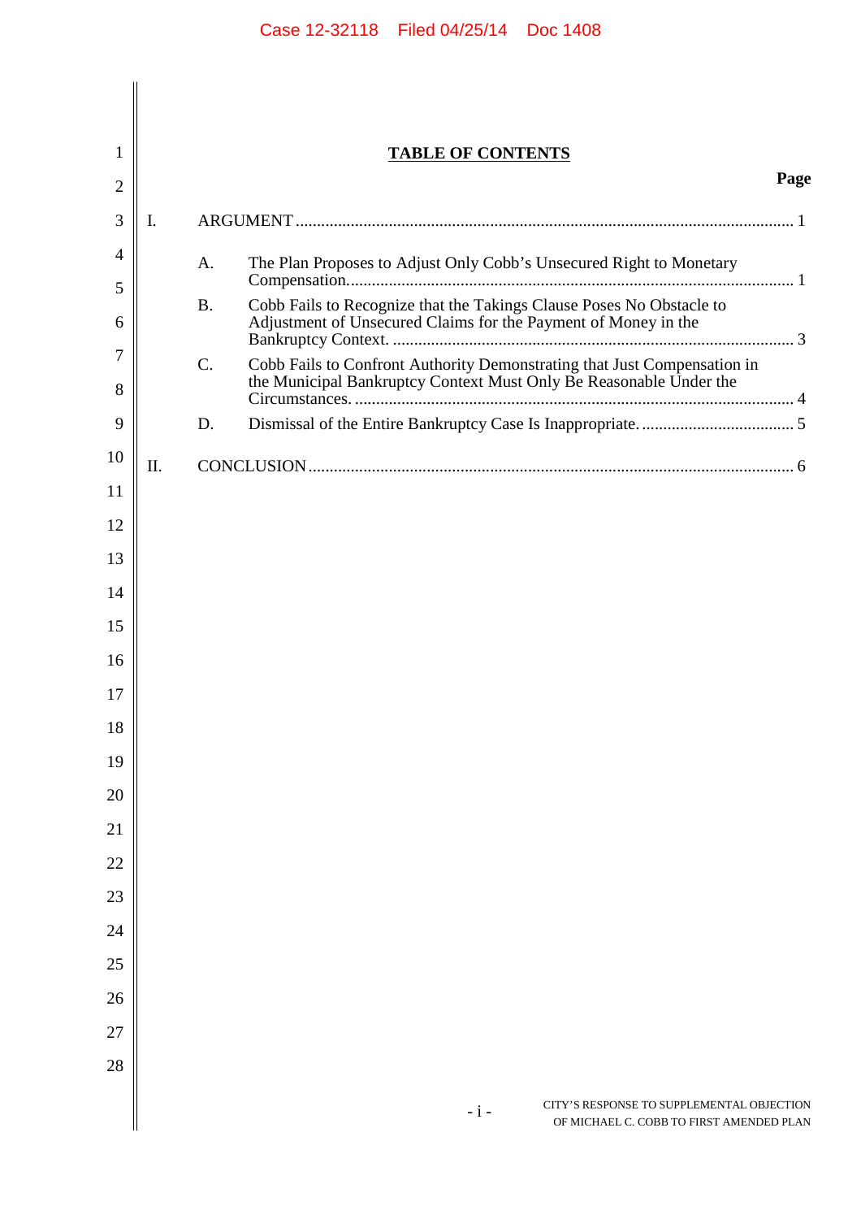# TABLE OF CONTENTS

| | | Page |
|---|---|---|
| I. | ARGUMENT | 1 |
| | A. The Plan Proposes to Adjust Only Cobb's Unsecured Right to Monetary Compensation. | 1 |
| | B. Cobb Fails to Recognize that the Takings Clause Poses No Obstacle to Adjustment of Unsecured Claims for the Payment of Money in the Bankruptcy Context. | 3 |
| | C. Cobb Fails to Confront Authority Demonstrating that Just Compensation in the Municipal Bankruptcy Context Must Only Be Reasonable Under the Circumstances. | 4 |
| | D. Dismissal of the Entire Bankruptcy Case Is Inappropriate. | 5 |
| II. | CONCLUSION | 6 |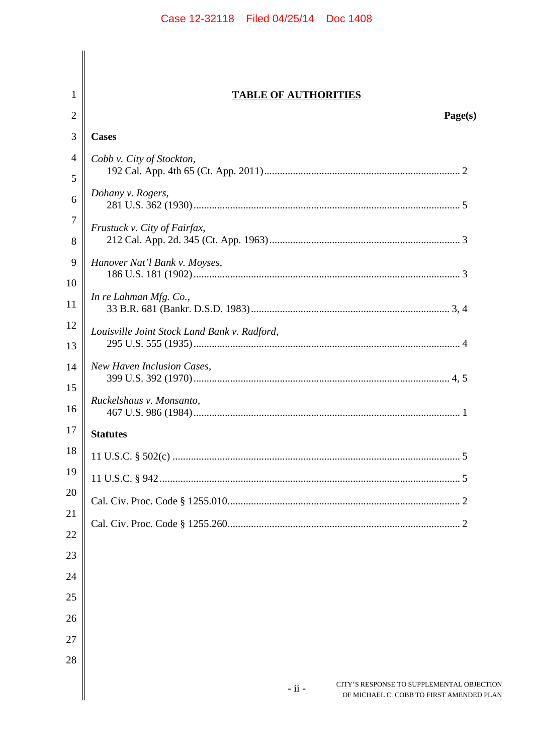## TABLE OF AUTHORITIES

**Page(s)**

**Cases**

*Cobb v. City of Stockton*,
192 Cal. App. 4th 65 (Ct. App. 2011) .......... 2

*Dohany v. Rogers*,
281 U.S. 362 (1930) .......... 5

*Frustuck v. City of Fairfax*,
212 Cal. App. 2d. 345 (Ct. App. 1963) .......... 3

*Hanover Nat'l Bank v. Moyses*,
186 U.S. 181 (1902) .......... 3

*In re Lahman Mfg. Co.*,
33 B.R. 681 (Bankr. D.S.D. 1983) .......... 3, 4

*Louisville Joint Stock Land Bank v. Radford*,
295 U.S. 555 (1935) .......... 4

*New Haven Inclusion Cases*,
399 U.S. 392 (1970) .......... 4, 5

*Ruckelshaus v. Monsanto*,
467 U.S. 986 (1984) .......... 1

**Statutes**

11 U.S.C. § 502(c) .......... 5

11 U.S.C. § 942 .......... 5

Cal. Civ. Proc. Code § 1255.010 .......... 2

Cal. Civ. Proc. Code § 1255.260 .......... 2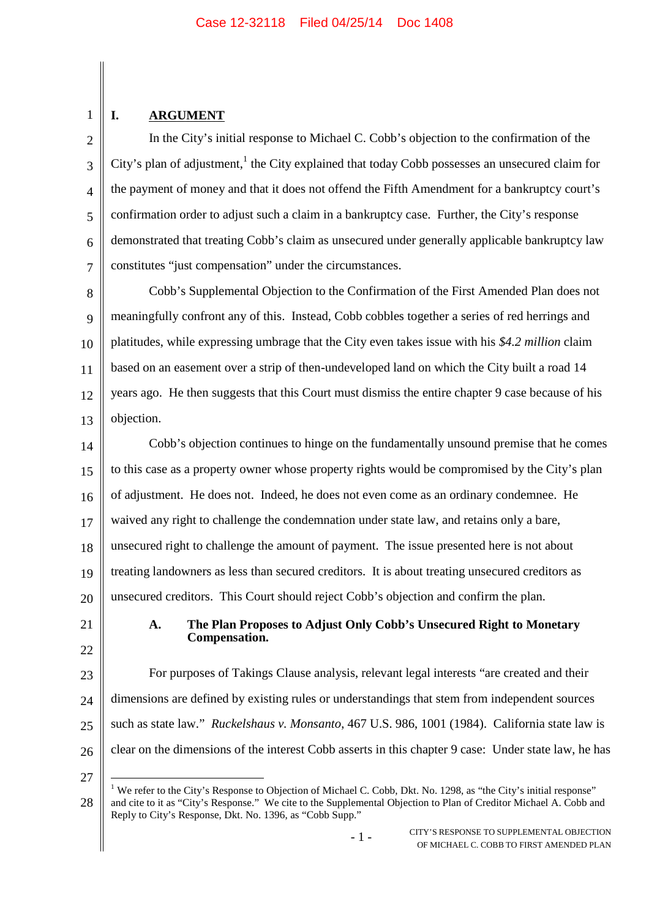# I. ARGUMENT

In the City's initial response to Michael C. Cobb's objection to the confirmation of the City's plan of adjustment,[1] the City explained that today Cobb possesses an unsecured claim for the payment of money and that it does not offend the Fifth Amendment for a bankruptcy court's confirmation order to adjust such a claim in a bankruptcy case. Further, the City's response demonstrated that treating Cobb's claim as unsecured under generally applicable bankruptcy law constitutes "just compensation" under the circumstances.

Cobb's Supplemental Objection to the Confirmation of the First Amended Plan does not meaningfully confront any of this. Instead, Cobb cobbles together a series of red herrings and platitudes, while expressing umbrage that the City even takes issue with his *$4.2 million* claim based on an easement over a strip of then-undeveloped land on which the City built a road 14 years ago. He then suggests that this Court must dismiss the entire chapter 9 case because of his objection.

Cobb's objection continues to hinge on the fundamentally unsound premise that he comes to this case as a property owner whose property rights would be compromised by the City's plan of adjustment. He does not. Indeed, he does not even come as an ordinary condemnee. He waived any right to challenge the condemnation under state law, and retains only a bare, unsecured right to challenge the amount of payment. The issue presented here is not about treating landowners as less than secured creditors. It is about treating unsecured creditors as unsecured creditors. This Court should reject Cobb's objection and confirm the plan.

### A. The Plan Proposes to Adjust Only Cobb's Unsecured Right to Monetary Compensation.

For purposes of Takings Clause analysis, relevant legal interests "are created and their dimensions are defined by existing rules or understandings that stem from independent sources such as state law." *Ruckelshaus v. Monsanto*, 467 U.S. 986, 1001 (1984). California state law is clear on the dimensions of the interest Cobb asserts in this chapter 9 case: Under state law, he has

[1] We refer to the City's Response to Objection of Michael C. Cobb, Dkt. No. 1298, as "the City's initial response" and cite to it as "City's Response." We cite to the Supplemental Objection to Plan of Creditor Michael A. Cobb and Reply to City's Response, Dkt. No. 1396, as "Cobb Supp."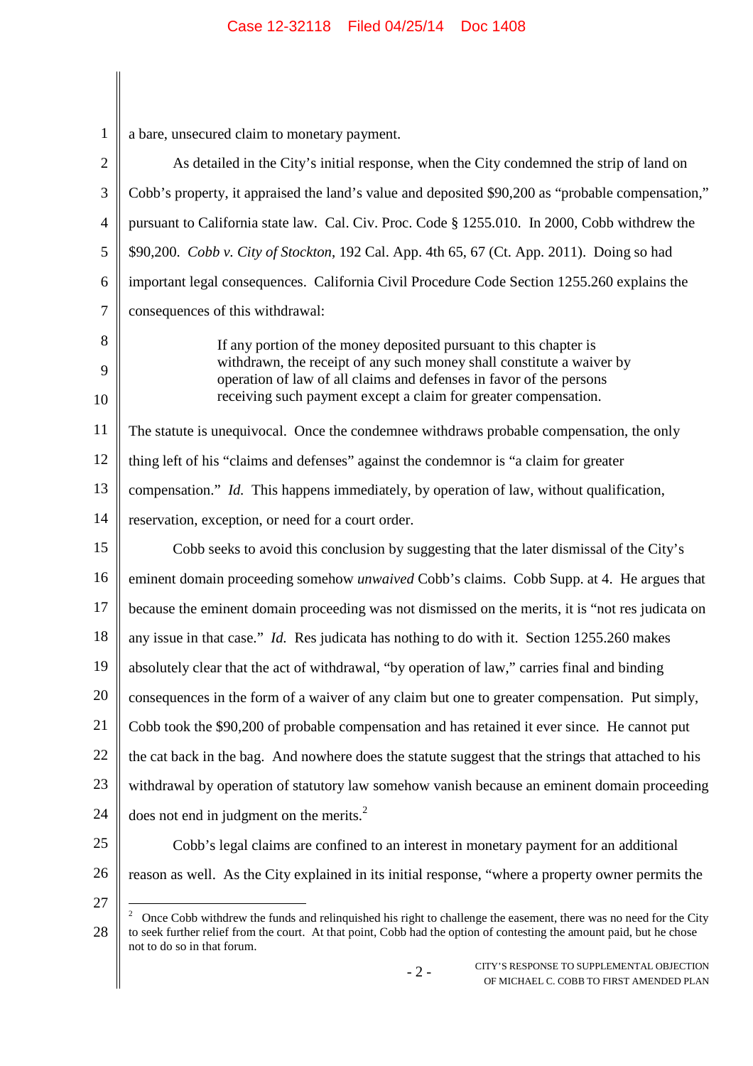a bare, unsecured claim to monetary payment.

As detailed in the City's initial response, when the City condemned the strip of land on Cobb's property, it appraised the land's value and deposited $90,200 as "probable compensation," pursuant to California state law. Cal. Civ. Proc. Code § 1255.010. In 2000, Cobb withdrew the $90,200. *Cobb v. City of Stockton*, 192 Cal. App. 4th 65, 67 (Ct. App. 2011). Doing so had important legal consequences. California Civil Procedure Code Section 1255.260 explains the consequences of this withdrawal:

> If any portion of the money deposited pursuant to this chapter is withdrawn, the receipt of any such money shall constitute a waiver by operation of law of all claims and defenses in favor of the persons receiving such payment except a claim for greater compensation.

The statute is unequivocal. Once the condemnee withdraws probable compensation, the only thing left of his "claims and defenses" against the condemnor is "a claim for greater compensation." *Id.* This happens immediately, by operation of law, without qualification, reservation, exception, or need for a court order.

Cobb seeks to avoid this conclusion by suggesting that the later dismissal of the City's eminent domain proceeding somehow *unwaived* Cobb's claims. Cobb Supp. at 4. He argues that because the eminent domain proceeding was not dismissed on the merits, it is "not res judicata on any issue in that case." *Id.* Res judicata has nothing to do with it. Section 1255.260 makes absolutely clear that the act of withdrawal, "by operation of law," carries final and binding consequences in the form of a waiver of any claim but one to greater compensation. Put simply, Cobb took the $90,200 of probable compensation and has retained it ever since. He cannot put the cat back in the bag. And nowhere does the statute suggest that the strings that attached to his withdrawal by operation of statutory law somehow vanish because an eminent domain proceeding does not end in judgment on the merits.[2]

Cobb's legal claims are confined to an interest in monetary payment for an additional reason as well. As the City explained in its initial response, "where a property owner permits the

---

[2] Once Cobb withdrew the funds and relinquished his right to challenge the easement, there was no need for the City to seek further relief from the court. At that point, Cobb had the option of contesting the amount paid, but he chose not to do so in that forum.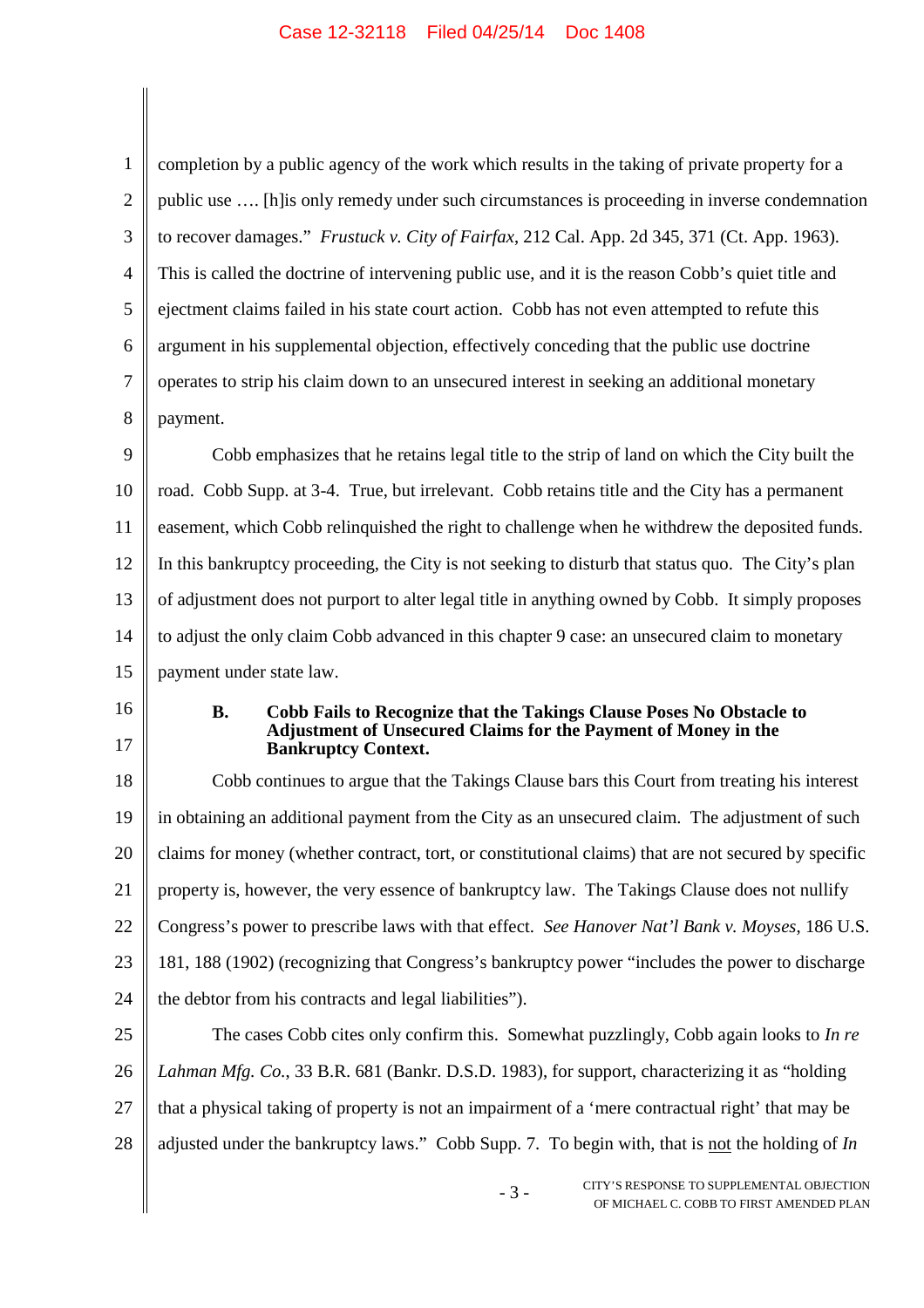completion by a public agency of the work which results in the taking of private property for a public use …. [h]is only remedy under such circumstances is proceeding in inverse condemnation to recover damages." *Frustuck v. City of Fairfax*, 212 Cal. App. 2d 345, 371 (Ct. App. 1963). This is called the doctrine of intervening public use, and it is the reason Cobb's quiet title and ejectment claims failed in his state court action. Cobb has not even attempted to refute this argument in his supplemental objection, effectively conceding that the public use doctrine operates to strip his claim down to an unsecured interest in seeking an additional monetary payment.

Cobb emphasizes that he retains legal title to the strip of land on which the City built the road. Cobb Supp. at 3-4. True, but irrelevant. Cobb retains title and the City has a permanent easement, which Cobb relinquished the right to challenge when he withdrew the deposited funds. In this bankruptcy proceeding, the City is not seeking to disturb that status quo. The City's plan of adjustment does not purport to alter legal title in anything owned by Cobb. It simply proposes to adjust the only claim Cobb advanced in this chapter 9 case: an unsecured claim to monetary payment under state law.

### B. Cobb Fails to Recognize that the Takings Clause Poses No Obstacle to Adjustment of Unsecured Claims for the Payment of Money in the Bankruptcy Context.

Cobb continues to argue that the Takings Clause bars this Court from treating his interest in obtaining an additional payment from the City as an unsecured claim. The adjustment of such claims for money (whether contract, tort, or constitutional claims) that are not secured by specific property is, however, the very essence of bankruptcy law. The Takings Clause does not nullify Congress's power to prescribe laws with that effect. *See Hanover Nat'l Bank v. Moyses*, 186 U.S. 181, 188 (1902) (recognizing that Congress's bankruptcy power "includes the power to discharge the debtor from his contracts and legal liabilities").

The cases Cobb cites only confirm this. Somewhat puzzlingly, Cobb again looks to *In re Lahman Mfg. Co.*, 33 B.R. 681 (Bankr. D.S.D. 1983), for support, characterizing it as "holding that a physical taking of property is not an impairment of a 'mere contractual right' that may be adjusted under the bankruptcy laws." Cobb Supp. 7. To begin with, that is <u>not</u> the holding of *In*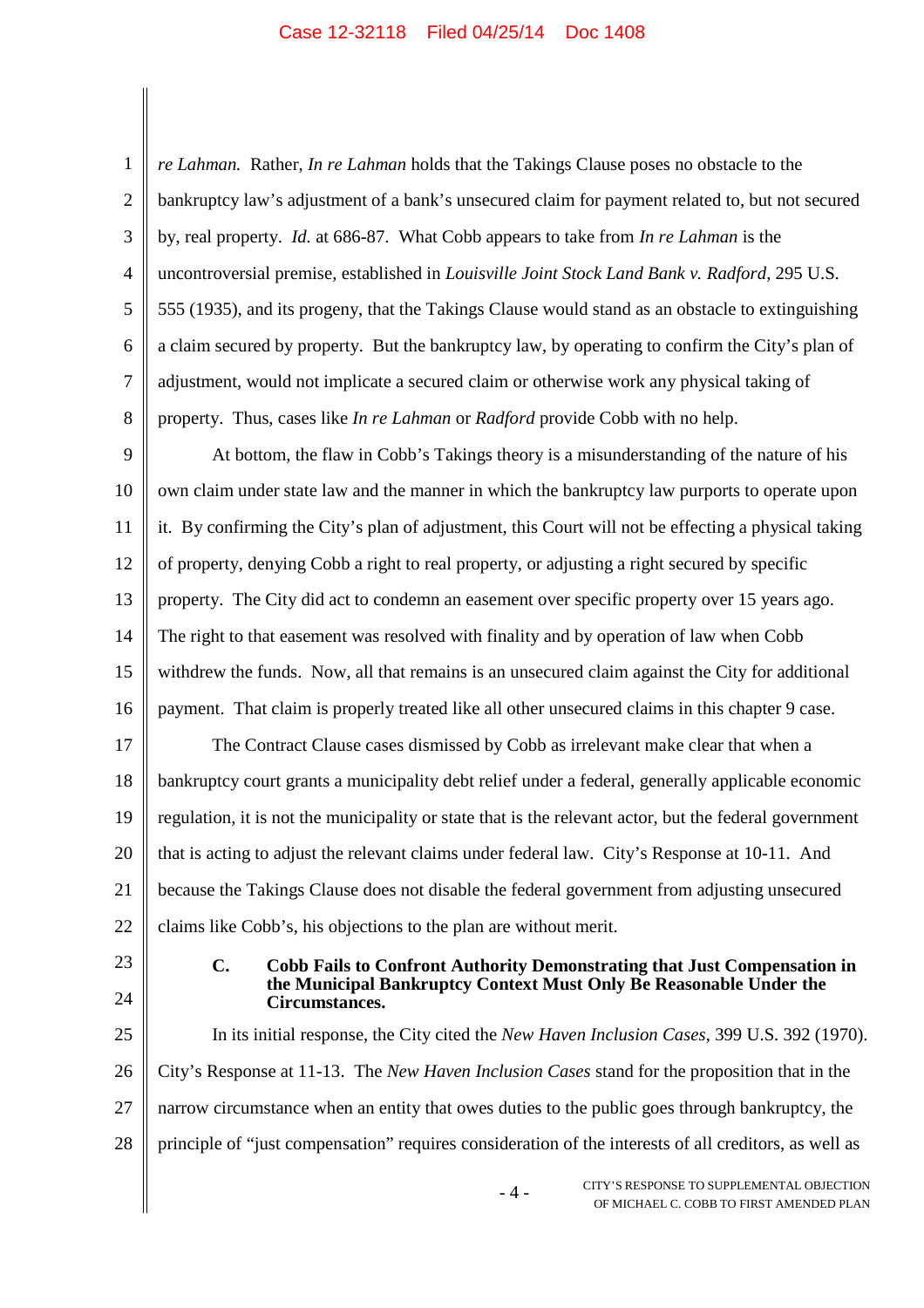*re Lahman.* Rather, *In re Lahman* holds that the Takings Clause poses no obstacle to the bankruptcy law's adjustment of a bank's unsecured claim for payment related to, but not secured by, real property. *Id.* at 686-87. What Cobb appears to take from *In re Lahman* is the uncontroversial premise, established in *Louisville Joint Stock Land Bank v. Radford*, 295 U.S. 555 (1935), and its progeny, that the Takings Clause would stand as an obstacle to extinguishing a claim secured by property. But the bankruptcy law, by operating to confirm the City's plan of adjustment, would not implicate a secured claim or otherwise work any physical taking of property. Thus, cases like *In re Lahman* or *Radford* provide Cobb with no help.

At bottom, the flaw in Cobb's Takings theory is a misunderstanding of the nature of his own claim under state law and the manner in which the bankruptcy law purports to operate upon it. By confirming the City's plan of adjustment, this Court will not be effecting a physical taking of property, denying Cobb a right to real property, or adjusting a right secured by specific property. The City did act to condemn an easement over specific property over 15 years ago. The right to that easement was resolved with finality and by operation of law when Cobb withdrew the funds. Now, all that remains is an unsecured claim against the City for additional payment. That claim is properly treated like all other unsecured claims in this chapter 9 case.

The Contract Clause cases dismissed by Cobb as irrelevant make clear that when a bankruptcy court grants a municipality debt relief under a federal, generally applicable economic regulation, it is not the municipality or state that is the relevant actor, but the federal government that is acting to adjust the relevant claims under federal law. City's Response at 10-11. And because the Takings Clause does not disable the federal government from adjusting unsecured claims like Cobb's, his objections to the plan are without merit.

### C. Cobb Fails to Confront Authority Demonstrating that Just Compensation in the Municipal Bankruptcy Context Must Only Be Reasonable Under the Circumstances.

In its initial response, the City cited the *New Haven Inclusion Cases*, 399 U.S. 392 (1970). City's Response at 11-13. The *New Haven Inclusion Cases* stand for the proposition that in the narrow circumstance when an entity that owes duties to the public goes through bankruptcy, the principle of "just compensation" requires consideration of the interests of all creditors, as well as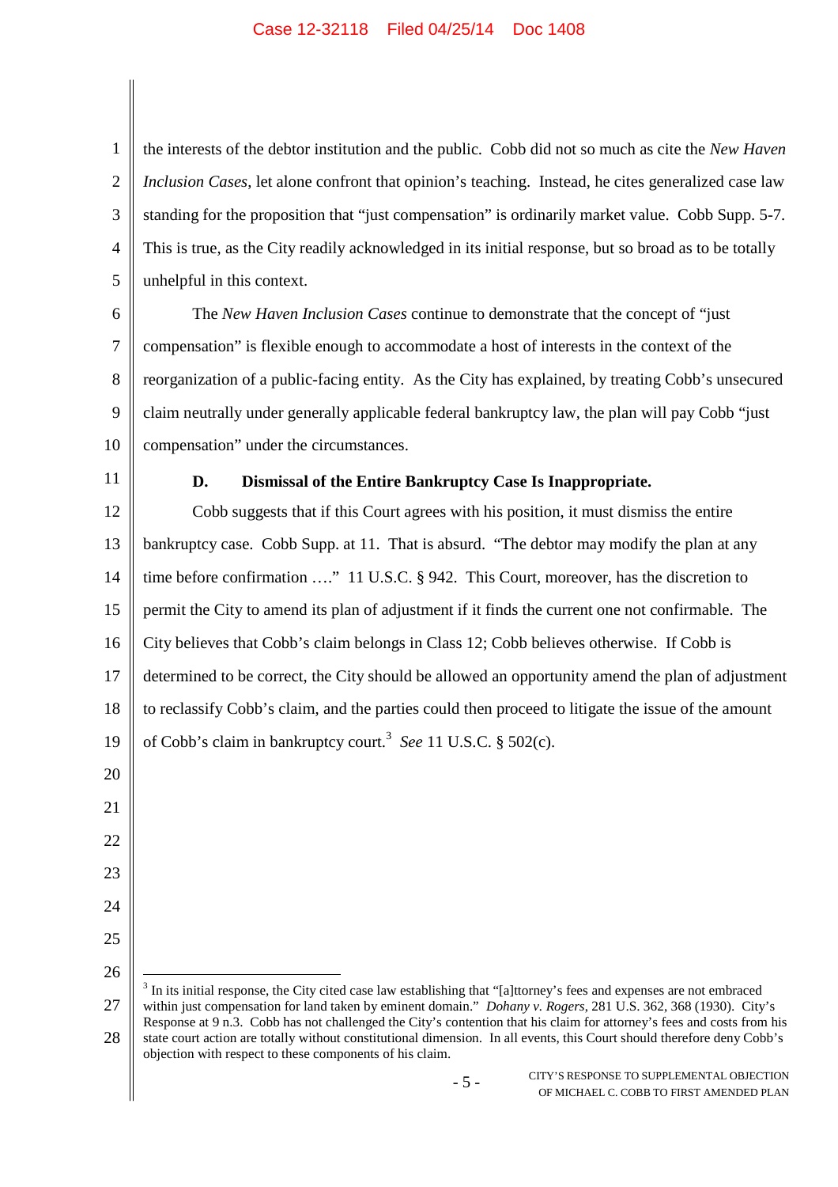the interests of the debtor institution and the public. Cobb did not so much as cite the *New Haven Inclusion Cases*, let alone confront that opinion's teaching. Instead, he cites generalized case law standing for the proposition that "just compensation" is ordinarily market value. Cobb Supp. 5-7. This is true, as the City readily acknowledged in its initial response, but so broad as to be totally unhelpful in this context.

The *New Haven Inclusion Cases* continue to demonstrate that the concept of "just compensation" is flexible enough to accommodate a host of interests in the context of the reorganization of a public-facing entity. As the City has explained, by treating Cobb's unsecured claim neutrally under generally applicable federal bankruptcy law, the plan will pay Cobb "just compensation" under the circumstances.

### D. Dismissal of the Entire Bankruptcy Case Is Inappropriate.

Cobb suggests that if this Court agrees with his position, it must dismiss the entire bankruptcy case. Cobb Supp. at 11. That is absurd. "The debtor may modify the plan at any time before confirmation …." 11 U.S.C. § 942. This Court, moreover, has the discretion to permit the City to amend its plan of adjustment if it finds the current one not confirmable. The City believes that Cobb's claim belongs in Class 12; Cobb believes otherwise. If Cobb is determined to be correct, the City should be allowed an opportunity amend the plan of adjustment to reclassify Cobb's claim, and the parties could then proceed to litigate the issue of the amount of Cobb's claim in bankruptcy court.[3] *See* 11 U.S.C. § 502(c).

[3] In its initial response, the City cited case law establishing that "[a]ttorney's fees and expenses are not embraced within just compensation for land taken by eminent domain." *Dohany v. Rogers*, 281 U.S. 362, 368 (1930). City's Response at 9 n.3. Cobb has not challenged the City's contention that his claim for attorney's fees and costs from his state court action are totally without constitutional dimension. In all events, this Court should therefore deny Cobb's objection with respect to these components of his claim.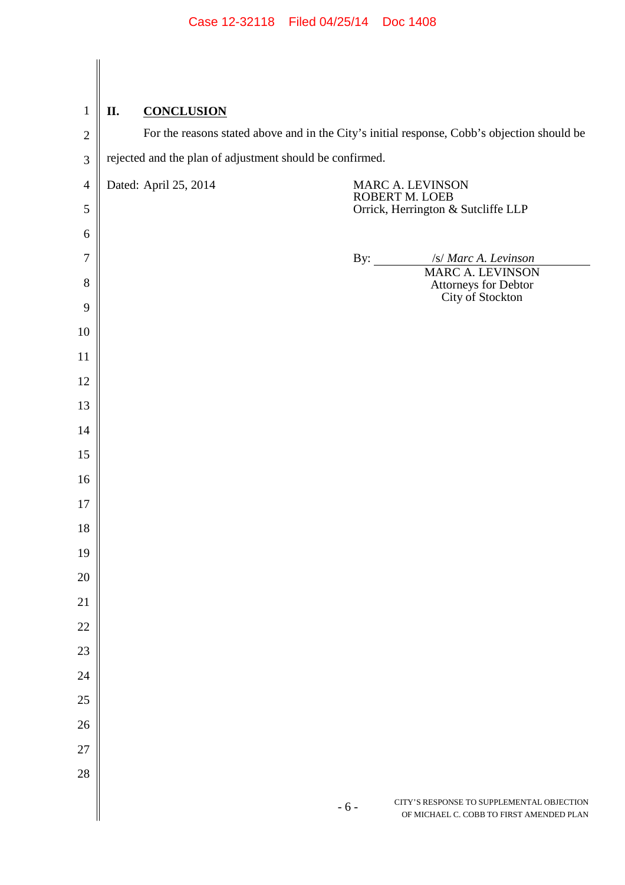## II. CONCLUSION

For the reasons stated above and in the City's initial response, Cobb's objection should be rejected and the plan of adjustment should be confirmed.

Dated: April 25, 2014

MARC A. LEVINSON
ROBERT M. LOEB
Orrick, Herrington & Sutcliffe LLP

By: /s/ *Marc A. Levinson*
MARC A. LEVINSON
Attorneys for Debtor
City of Stockton